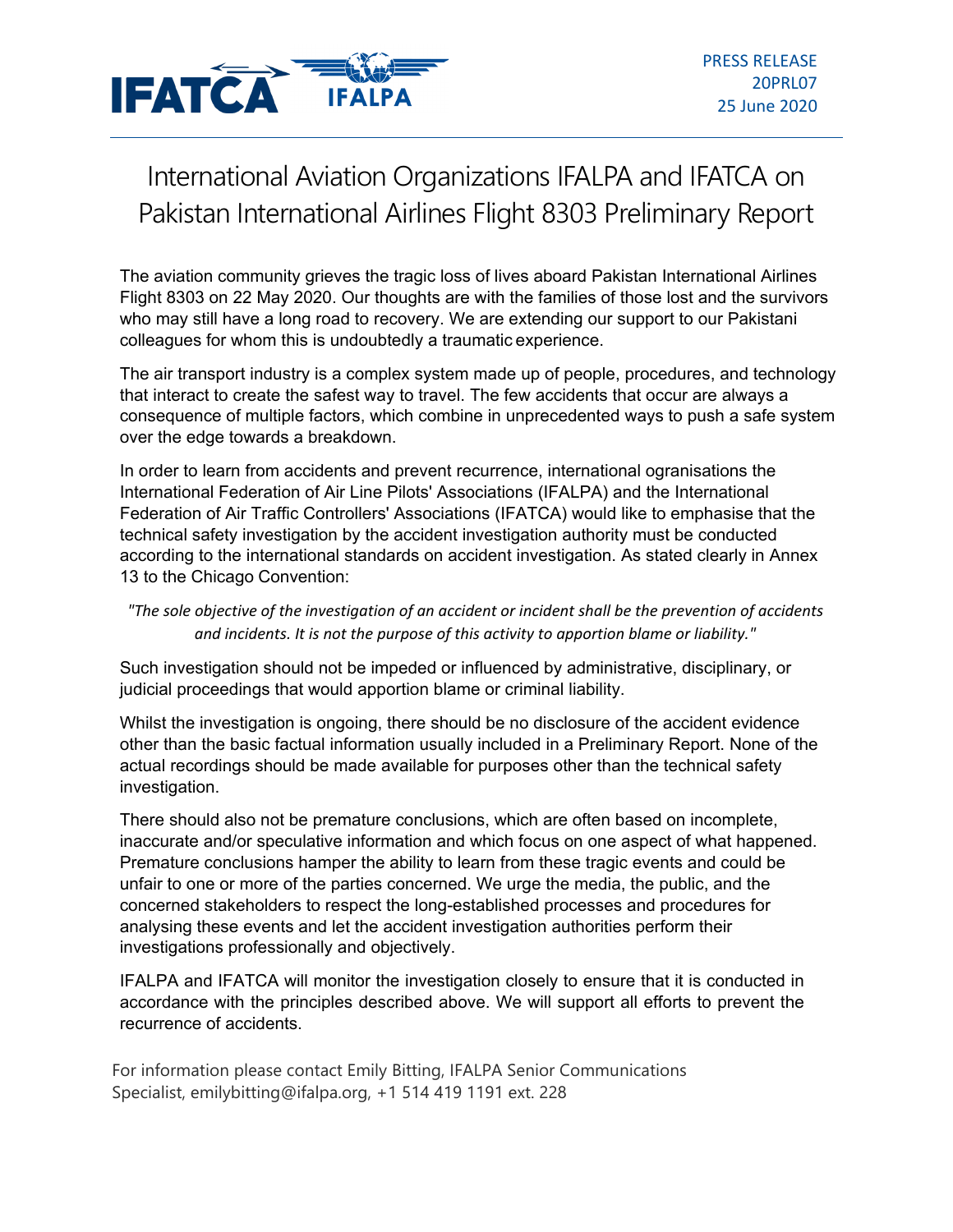IFATCA IFALPA

PRESS RELEASE
20PRL07
25 June 2020

# International Aviation Organizations IFALPA and IFATCA on Pakistan International Airlines Flight 8303 Preliminary Report

The aviation community grieves the tragic loss of lives aboard Pakistan International Airlines Flight 8303 on 22 May 2020. Our thoughts are with the families of those lost and the survivors who may still have a long road to recovery. We are extending our support to our Pakistani colleagues for whom this is undoubtedly a traumatic experience.

The air transport industry is a complex system made up of people, procedures, and technology that interact to create the safest way to travel. The few accidents that occur are always a consequence of multiple factors, which combine in unprecedented ways to push a safe system over the edge towards a breakdown.

In order to learn from accidents and prevent recurrence, international ogranisations the International Federation of Air Line Pilots' Associations (IFALPA) and the International Federation of Air Traffic Controllers' Associations (IFATCA) would like to emphasise that the technical safety investigation by the accident investigation authority must be conducted according to the international standards on accident investigation. As stated clearly in Annex 13 to the Chicago Convention:

*"The sole objective of the investigation of an accident or incident shall be the prevention of accidents and incidents. It is not the purpose of this activity to apportion blame or liability."*

Such investigation should not be impeded or influenced by administrative, disciplinary, or judicial proceedings that would apportion blame or criminal liability.

Whilst the investigation is ongoing, there should be no disclosure of the accident evidence other than the basic factual information usually included in a Preliminary Report. None of the actual recordings should be made available for purposes other than the technical safety investigation.

There should also not be premature conclusions, which are often based on incomplete, inaccurate and/or speculative information and which focus on one aspect of what happened. Premature conclusions hamper the ability to learn from these tragic events and could be unfair to one or more of the parties concerned. We urge the media, the public, and the concerned stakeholders to respect the long-established processes and procedures for analysing these events and let the accident investigation authorities perform their investigations professionally and objectively.

IFALPA and IFATCA will monitor the investigation closely to ensure that it is conducted in accordance with the principles described above. We will support all efforts to prevent the recurrence of accidents.

For information please contact Emily Bitting, IFALPA Senior Communications Specialist, emilybitting@ifalpa.org, +1 514 419 1191 ext. 228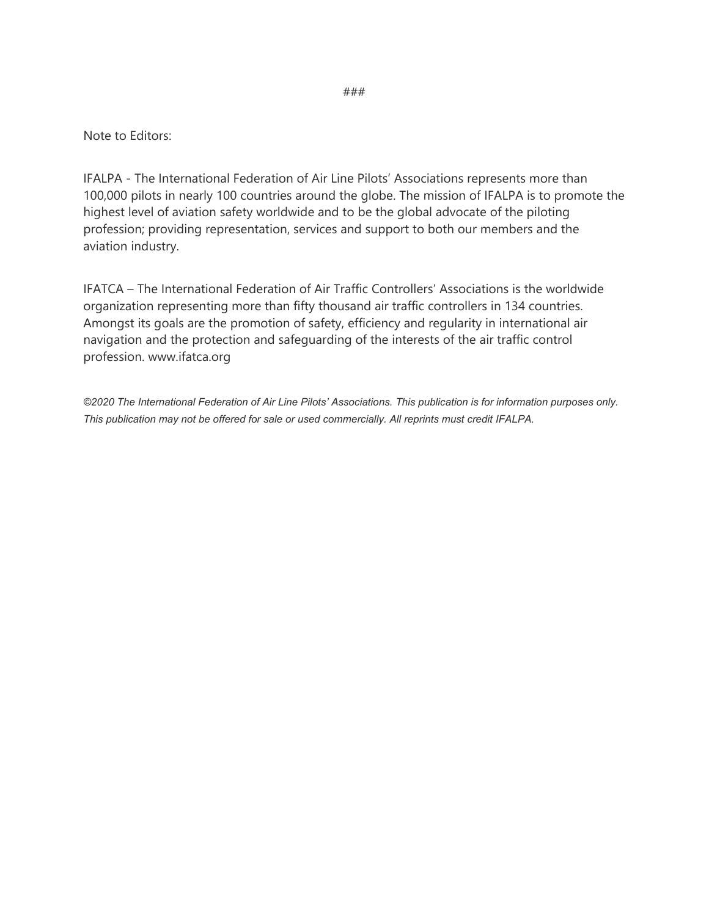###

Note to Editors:

IFALPA - The International Federation of Air Line Pilots' Associations represents more than 100,000 pilots in nearly 100 countries around the globe. The mission of IFALPA is to promote the highest level of aviation safety worldwide and to be the global advocate of the piloting profession; providing representation, services and support to both our members and the aviation industry.

IFATCA – The International Federation of Air Traffic Controllers' Associations is the worldwide organization representing more than fifty thousand air traffic controllers in 134 countries. Amongst its goals are the promotion of safety, efficiency and regularity in international air navigation and the protection and safeguarding of the interests of the air traffic control profession. www.ifatca.org

*©2020 The International Federation of Air Line Pilots' Associations. This publication is for information purposes only. This publication may not be offered for sale or used commercially. All reprints must credit IFALPA.*